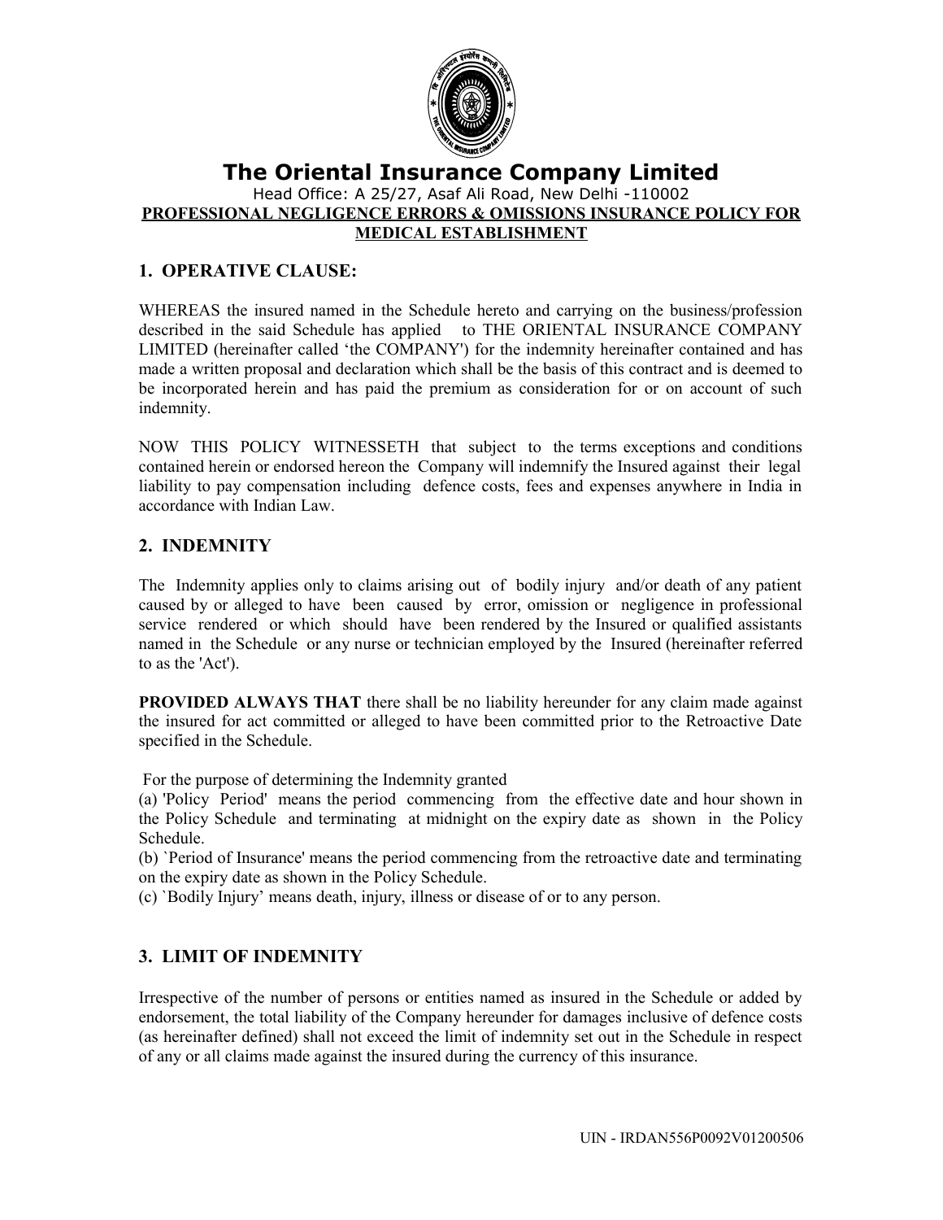# The Oriental Insurance Company Limited

Head Office: A 25/27, Asaf Ali Road, New Delhi -110002

**PROFESSIONAL NEGLIGENCE ERRORS & OMISSIONS INSURANCE POLICY FOR MEDICAL ESTABLISHMENT**

## 1. OPERATIVE CLAUSE:

WHEREAS the insured named in the Schedule hereto and carrying on the business/profession described in the said Schedule has applied to THE ORIENTAL INSURANCE COMPANY LIMITED (hereinafter called 'the COMPANY') for the indemnity hereinafter contained and has made a written proposal and declaration which shall be the basis of this contract and is deemed to be incorporated herein and has paid the premium as consideration for or on account of such indemnity.

NOW THIS POLICY WITNESSETH that subject to the terms exceptions and conditions contained herein or endorsed hereon the Company will indemnify the Insured against their legal liability to pay compensation including defence costs, fees and expenses anywhere in India in accordance with Indian Law.

## 2. INDEMNITY

The Indemnity applies only to claims arising out of bodily injury and/or death of any patient caused by or alleged to have been caused by error, omission or negligence in professional service rendered or which should have been rendered by the Insured or qualified assistants named in the Schedule or any nurse or technician employed by the Insured (hereinafter referred to as the 'Act').

**PROVIDED ALWAYS THAT** there shall be no liability hereunder for any claim made against the insured for act committed or alleged to have been committed prior to the Retroactive Date specified in the Schedule.

For the purpose of determining the Indemnity granted

(a) 'Policy Period' means the period commencing from the effective date and hour shown in the Policy Schedule and terminating at midnight on the expiry date as shown in the Policy Schedule.

(b) `Period of Insurance' means the period commencing from the retroactive date and terminating on the expiry date as shown in the Policy Schedule.

(c) `Bodily Injury' means death, injury, illness or disease of or to any person.

## 3. LIMIT OF INDEMNITY

Irrespective of the number of persons or entities named as insured in the Schedule or added by endorsement, the total liability of the Company hereunder for damages inclusive of defence costs (as hereinafter defined) shall not exceed the limit of indemnity set out in the Schedule in respect of any or all claims made against the insured during the currency of this insurance.

UIN - IRDAN556P0092V01200506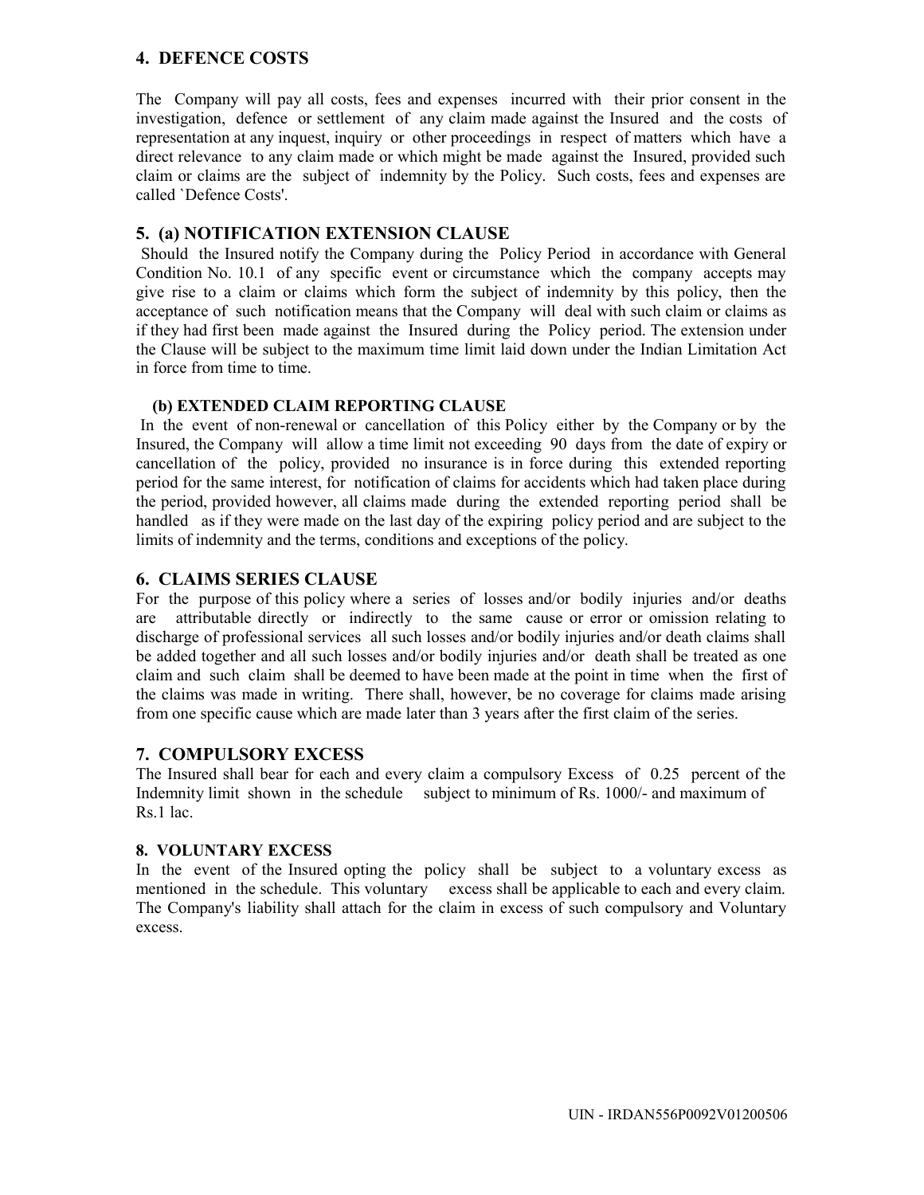## 4. DEFENCE COSTS

The Company will pay all costs, fees and expenses incurred with their prior consent in the investigation, defence or settlement of any claim made against the Insured and the costs of representation at any inquest, inquiry or other proceedings in respect of matters which have a direct relevance to any claim made or which might be made against the Insured, provided such claim or claims are the subject of indemnity by the Policy. Such costs, fees and expenses are called `Defence Costs'.

## 5. (a) NOTIFICATION EXTENSION CLAUSE

Should the Insured notify the Company during the Policy Period in accordance with General Condition No. 10.1 of any specific event or circumstance which the company accepts may give rise to a claim or claims which form the subject of indemnity by this policy, then the acceptance of such notification means that the Company will deal with such claim or claims as if they had first been made against the Insured during the Policy period. The extension under the Clause will be subject to the maximum time limit laid down under the Indian Limitation Act in force from time to time.

### (b) EXTENDED CLAIM REPORTING CLAUSE

In the event of non-renewal or cancellation of this Policy either by the Company or by the Insured, the Company will allow a time limit not exceeding 90 days from the date of expiry or cancellation of the policy, provided no insurance is in force during this extended reporting period for the same interest, for notification of claims for accidents which had taken place during the period, provided however, all claims made during the extended reporting period shall be handled as if they were made on the last day of the expiring policy period and are subject to the limits of indemnity and the terms, conditions and exceptions of the policy.

## 6. CLAIMS SERIES CLAUSE

For the purpose of this policy where a series of losses and/or bodily injuries and/or deaths are attributable directly or indirectly to the same cause or error or omission relating to discharge of professional services all such losses and/or bodily injuries and/or death claims shall be added together and all such losses and/or bodily injuries and/or death shall be treated as one claim and such claim shall be deemed to have been made at the point in time when the first of the claims was made in writing. There shall, however, be no coverage for claims made arising from one specific cause which are made later than 3 years after the first claim of the series.

## 7. COMPULSORY EXCESS

The Insured shall bear for each and every claim a compulsory Excess of 0.25 percent of the Indemnity limit shown in the schedule subject to minimum of Rs. 1000/- and maximum of Rs.1 lac.

## 8. VOLUNTARY EXCESS

In the event of the Insured opting the policy shall be subject to a voluntary excess as mentioned in the schedule. This voluntary excess shall be applicable to each and every claim. The Company's liability shall attach for the claim in excess of such compulsory and Voluntary excess.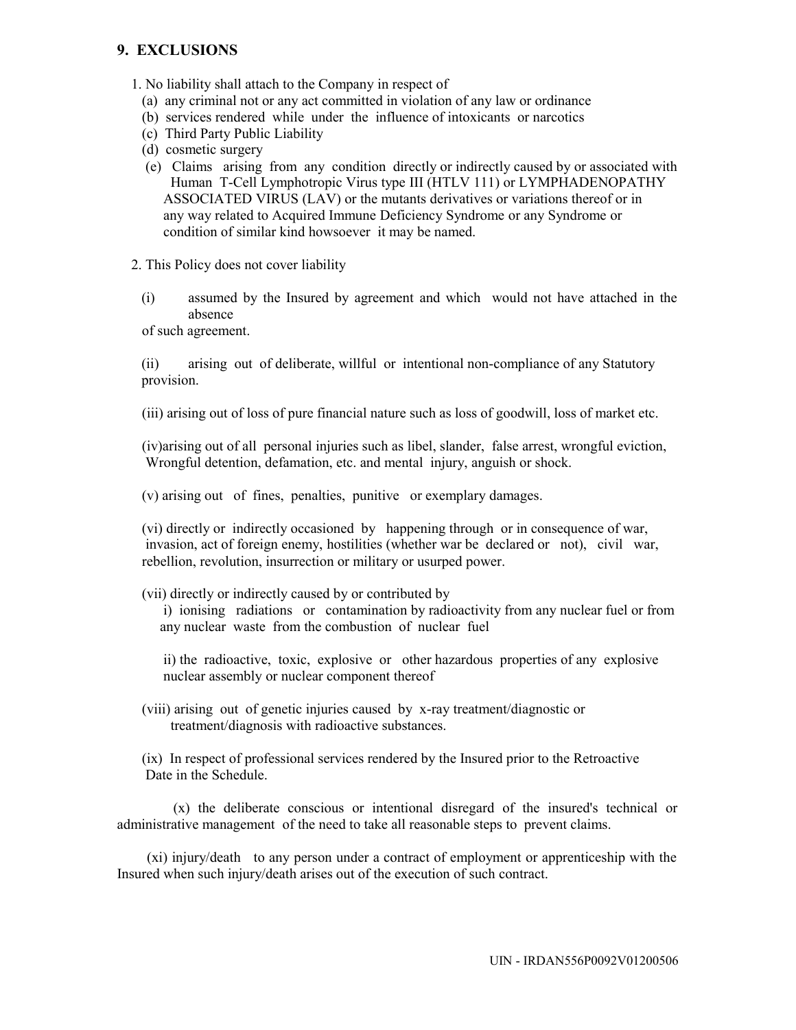## 9. EXCLUSIONS

1. No liability shall attach to the Company in respect of
   - (a) any criminal not or any act committed in violation of any law or ordinance
   - (b) services rendered while under the influence of intoxicants or narcotics
   - (c) Third Party Public Liability
   - (d) cosmetic surgery
   - (e) Claims arising from any condition directly or indirectly caused by or associated with Human T-Cell Lymphotropic Virus type III (HTLV 111) or LYMPHADENOPATHY ASSOCIATED VIRUS (LAV) or the mutants derivatives or variations thereof or in any way related to Acquired Immune Deficiency Syndrome or any Syndrome or condition of similar kind howsoever it may be named.

2. This Policy does not cover liability

   (i) assumed by the Insured by agreement and which would not have attached in the absence of such agreement.

   (ii) arising out of deliberate, willful or intentional non-compliance of any Statutory provision.

   (iii) arising out of loss of pure financial nature such as loss of goodwill, loss of market etc.

   (iv)arising out of all personal injuries such as libel, slander, false arrest, wrongful eviction, Wrongful detention, defamation, etc. and mental injury, anguish or shock.

   (v) arising out of fines, penalties, punitive or exemplary damages.

   (vi) directly or indirectly occasioned by happening through or in consequence of war, invasion, act of foreign enemy, hostilities (whether war be declared or not), civil war, rebellion, revolution, insurrection or military or usurped power.

   (vii) directly or indirectly caused by or contributed by

   i) ionising radiations or contamination by radioactivity from any nuclear fuel or from any nuclear waste from the combustion of nuclear fuel

   ii) the radioactive, toxic, explosive or other hazardous properties of any explosive nuclear assembly or nuclear component thereof

   (viii) arising out of genetic injuries caused by x-ray treatment/diagnostic or treatment/diagnosis with radioactive substances.

   (ix) In respect of professional services rendered by the Insured prior to the Retroactive Date in the Schedule.

   (x) the deliberate conscious or intentional disregard of the insured's technical or administrative management of the need to take all reasonable steps to prevent claims.

   (xi) injury/death to any person under a contract of employment or apprenticeship with the Insured when such injury/death arises out of the execution of such contract.

UIN - IRDAN556P0092V01200506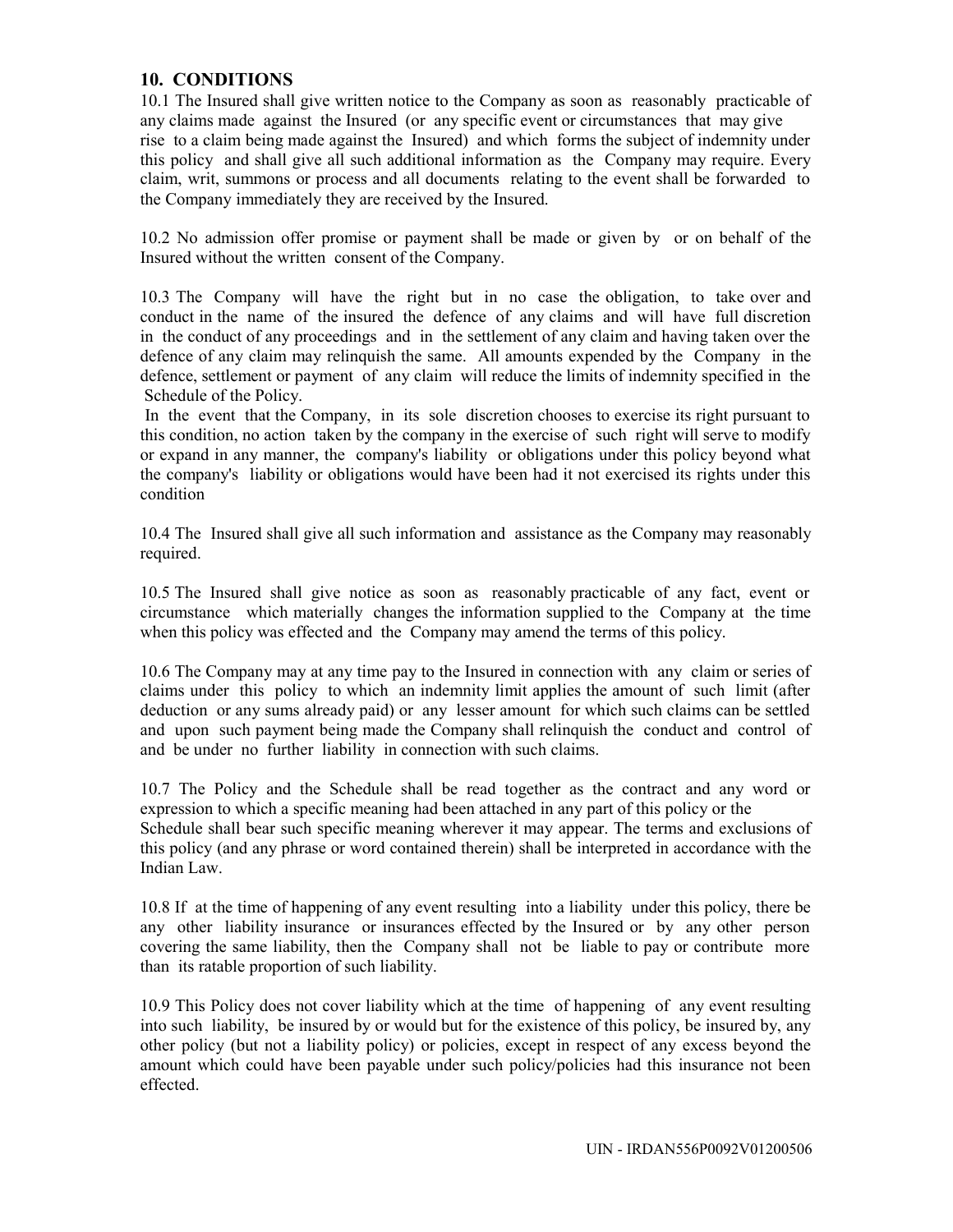## 10. CONDITIONS

10.1 The Insured shall give written notice to the Company as soon as reasonably practicable of any claims made against the Insured (or any specific event or circumstances that may give rise to a claim being made against the Insured) and which forms the subject of indemnity under this policy and shall give all such additional information as the Company may require. Every claim, writ, summons or process and all documents relating to the event shall be forwarded to the Company immediately they are received by the Insured.

10.2 No admission offer promise or payment shall be made or given by or on behalf of the Insured without the written consent of the Company.

10.3 The Company will have the right but in no case the obligation, to take over and conduct in the name of the insured the defence of any claims and will have full discretion in the conduct of any proceedings and in the settlement of any claim and having taken over the defence of any claim may relinquish the same. All amounts expended by the Company in the defence, settlement or payment of any claim will reduce the limits of indemnity specified in the Schedule of the Policy.

In the event that the Company, in its sole discretion chooses to exercise its right pursuant to this condition, no action taken by the company in the exercise of such right will serve to modify or expand in any manner, the company's liability or obligations under this policy beyond what the company's liability or obligations would have been had it not exercised its rights under this condition

10.4 The Insured shall give all such information and assistance as the Company may reasonably required.

10.5 The Insured shall give notice as soon as reasonably practicable of any fact, event or circumstance which materially changes the information supplied to the Company at the time when this policy was effected and the Company may amend the terms of this policy.

10.6 The Company may at any time pay to the Insured in connection with any claim or series of claims under this policy to which an indemnity limit applies the amount of such limit (after deduction or any sums already paid) or any lesser amount for which such claims can be settled and upon such payment being made the Company shall relinquish the conduct and control of and be under no further liability in connection with such claims.

10.7 The Policy and the Schedule shall be read together as the contract and any word or expression to which a specific meaning had been attached in any part of this policy or the Schedule shall bear such specific meaning wherever it may appear. The terms and exclusions of this policy (and any phrase or word contained therein) shall be interpreted in accordance with the Indian Law.

10.8 If at the time of happening of any event resulting into a liability under this policy, there be any other liability insurance or insurances effected by the Insured or by any other person covering the same liability, then the Company shall not be liable to pay or contribute more than its ratable proportion of such liability.

10.9 This Policy does not cover liability which at the time of happening of any event resulting into such liability, be insured by or would but for the existence of this policy, be insured by, any other policy (but not a liability policy) or policies, except in respect of any excess beyond the amount which could have been payable under such policy/policies had this insurance not been effected.

UIN - IRDAN556P0092V01200506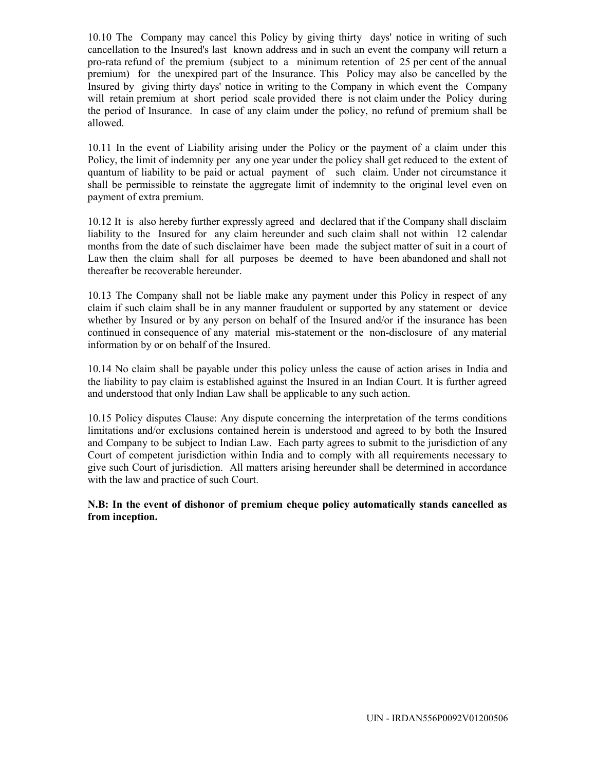10.10 The Company may cancel this Policy by giving thirty days' notice in writing of such cancellation to the Insured's last known address and in such an event the company will return a pro-rata refund of the premium (subject to a minimum retention of 25 per cent of the annual premium) for the unexpired part of the Insurance. This Policy may also be cancelled by the Insured by giving thirty days' notice in writing to the Company in which event the Company will retain premium at short period scale provided there is not claim under the Policy during the period of Insurance. In case of any claim under the policy, no refund of premium shall be allowed.

10.11 In the event of Liability arising under the Policy or the payment of a claim under this Policy, the limit of indemnity per any one year under the policy shall get reduced to the extent of quantum of liability to be paid or actual payment of such claim. Under not circumstance it shall be permissible to reinstate the aggregate limit of indemnity to the original level even on payment of extra premium.

10.12 It is also hereby further expressly agreed and declared that if the Company shall disclaim liability to the Insured for any claim hereunder and such claim shall not within 12 calendar months from the date of such disclaimer have been made the subject matter of suit in a court of Law then the claim shall for all purposes be deemed to have been abandoned and shall not thereafter be recoverable hereunder.

10.13 The Company shall not be liable make any payment under this Policy in respect of any claim if such claim shall be in any manner fraudulent or supported by any statement or device whether by Insured or by any person on behalf of the Insured and/or if the insurance has been continued in consequence of any material mis-statement or the non-disclosure of any material information by or on behalf of the Insured.

10.14 No claim shall be payable under this policy unless the cause of action arises in India and the liability to pay claim is established against the Insured in an Indian Court. It is further agreed and understood that only Indian Law shall be applicable to any such action.

10.15 Policy disputes Clause: Any dispute concerning the interpretation of the terms conditions limitations and/or exclusions contained herein is understood and agreed to by both the Insured and Company to be subject to Indian Law. Each party agrees to submit to the jurisdiction of any Court of competent jurisdiction within India and to comply with all requirements necessary to give such Court of jurisdiction. All matters arising hereunder shall be determined in accordance with the law and practice of such Court.

**N.B: In the event of dishonor of premium cheque policy automatically stands cancelled as from inception.**

UIN - IRDAN556P0092V01200506